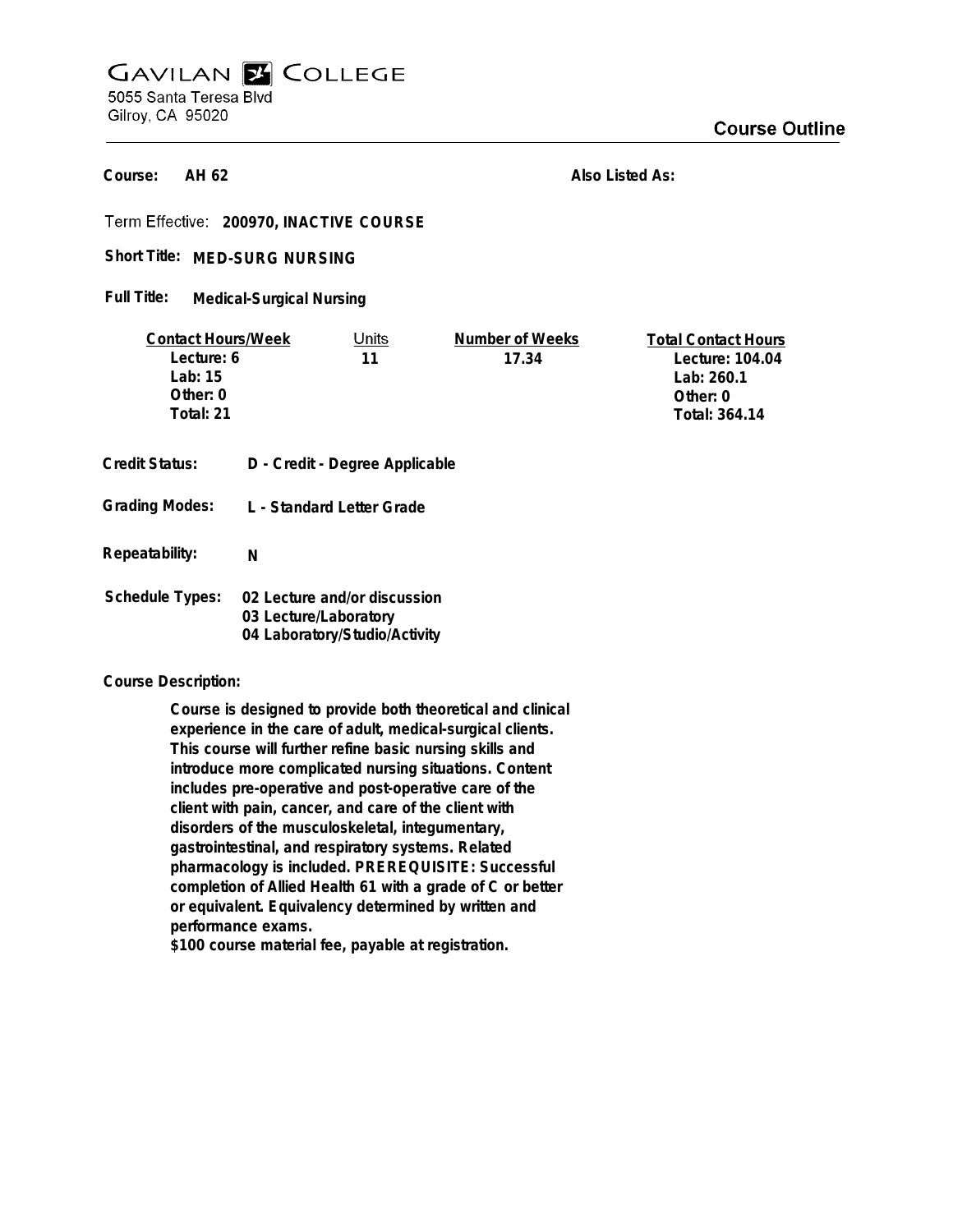# GAVILAN COLLEGE

5055 Santa Teresa Blvd
Gilroy, CA 95020

## Course Outline

**Course:** AH 62

**Also Listed As:**

**Term Effective:** 200970, INACTIVE COURSE

**Short Title:** MED-SURG NURSING

**Full Title:** Medical-Surgical Nursing

| Contact Hours/Week | Units | Number of Weeks | Total Contact Hours |
|---|---|---|---|
| Lecture: 6 | 11 | 17.34 | Lecture: 104.04 |
| Lab: 15 | | | Lab: 260.1 |
| Other: 0 | | | Other: 0 |
| Total: 21 | | | Total: 364.14 |

**Credit Status:** D - Credit - Degree Applicable

**Grading Modes:** L - Standard Letter Grade

**Repeatability:** N

**Schedule Types:**
02 Lecture and/or discussion
03 Lecture/Laboratory
04 Laboratory/Studio/Activity

**Course Description:**

Course is designed to provide both theoretical and clinical experience in the care of adult, medical-surgical clients. This course will further refine basic nursing skills and introduce more complicated nursing situations. Content includes pre-operative and post-operative care of the client with pain, cancer, and care of the client with disorders of the musculoskeletal, integumentary, gastrointestinal, and respiratory systems. Related pharmacology is included. PREREQUISITE: Successful completion of Allied Health 61 with a grade of C or better or equivalent. Equivalency determined by written and performance exams.
$100 course material fee, payable at registration.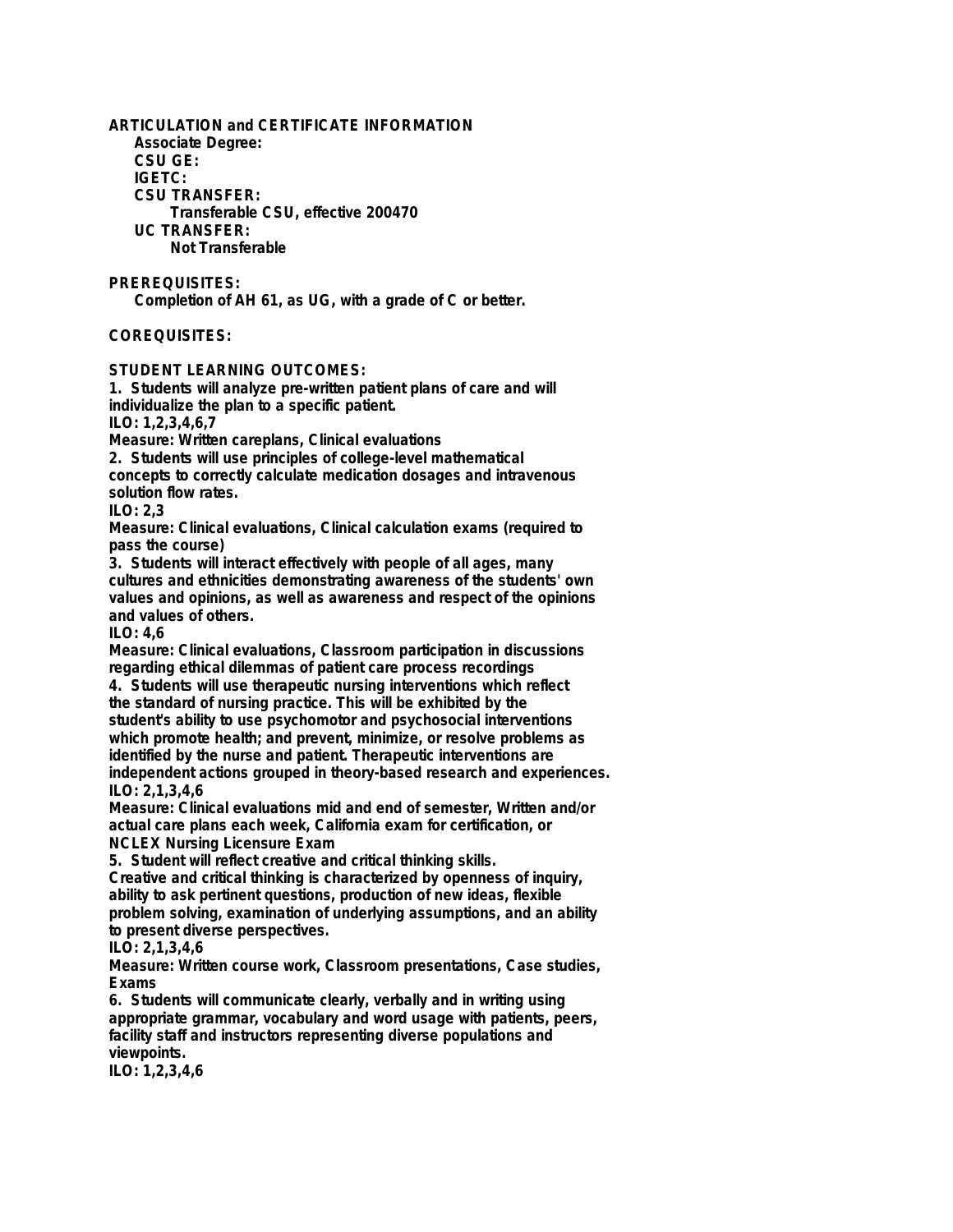**ARTICULATION and CERTIFICATE INFORMATION**

**Associate Degree:**

**CSU GE:**

**IGETC:**

**CSU TRANSFER:**

**Transferable CSU, effective 200470**

**UC TRANSFER:**

**Not Transferable**

**PREREQUISITES:**

**Completion of AH 61, as UG, with a grade of C or better.**

**COREQUISITES:**

**STUDENT LEARNING OUTCOMES:**

**1. Students will analyze pre-written patient plans of care and will individualize the plan to a specific patient.**
**ILO: 1,2,3,4,6,7**
**Measure: Written careplans, Clinical evaluations**

**2. Students will use principles of college-level mathematical concepts to correctly calculate medication dosages and intravenous solution flow rates.**
**ILO: 2,3**
**Measure: Clinical evaluations, Clinical calculation exams (required to pass the course)**

**3. Students will interact effectively with people of all ages, many cultures and ethnicities demonstrating awareness of the students' own values and opinions, as well as awareness and respect of the opinions and values of others.**
**ILO: 4,6**
**Measure: Clinical evaluations, Classroom participation in discussions regarding ethical dilemmas of patient care process recordings**

**4. Students will use therapeutic nursing interventions which reflect the standard of nursing practice. This will be exhibited by the student's ability to use psychomotor and psychosocial interventions which promote health; and prevent, minimize, or resolve problems as identified by the nurse and patient. Therapeutic interventions are independent actions grouped in theory-based research and experiences.**
**ILO: 2,1,3,4,6**
**Measure: Clinical evaluations mid and end of semester, Written and/or actual care plans each week, California exam for certification, or NCLEX Nursing Licensure Exam**

**5. Student will reflect creative and critical thinking skills. Creative and critical thinking is characterized by openness of inquiry, ability to ask pertinent questions, production of new ideas, flexible problem solving, examination of underlying assumptions, and an ability to present diverse perspectives.**
**ILO: 2,1,3,4,6**
**Measure: Written course work, Classroom presentations, Case studies, Exams**

**6. Students will communicate clearly, verbally and in writing using appropriate grammar, vocabulary and word usage with patients, peers, facility staff and instructors representing diverse populations and viewpoints.**
**ILO: 1,2,3,4,6**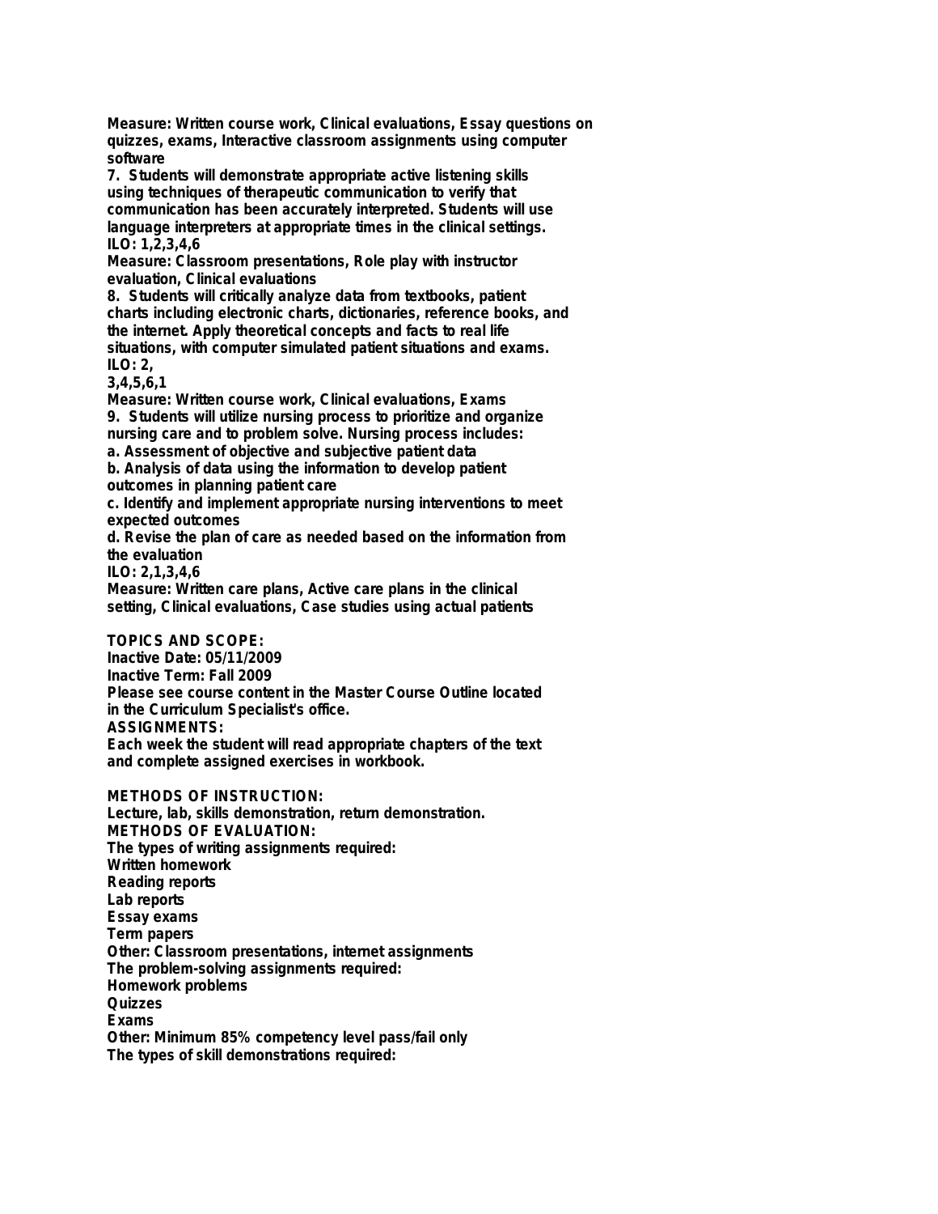Measure: Written course work, Clinical evaluations, Essay questions on quizzes, exams, Interactive classroom assignments using computer software

7. Students will demonstrate appropriate active listening skills using techniques of therapeutic communication to verify that communication has been accurately interpreted. Students will use language interpreters at appropriate times in the clinical settings.
ILO: 1,2,3,4,6
Measure: Classroom presentations, Role play with instructor evaluation, Clinical evaluations

8. Students will critically analyze data from textbooks, patient charts including electronic charts, dictionaries, reference books, and the internet. Apply theoretical concepts and facts to real life situations, with computer simulated patient situations and exams.
ILO: 2,
3,4,5,6,1
Measure: Written course work, Clinical evaluations, Exams

9. Students will utilize nursing process to prioritize and organize nursing care and to problem solve. Nursing process includes:
a. Assessment of objective and subjective patient data
b. Analysis of data using the information to develop patient outcomes in planning patient care
c. Identify and implement appropriate nursing interventions to meet expected outcomes
d. Revise the plan of care as needed based on the information from the evaluation
ILO: 2,1,3,4,6
Measure: Written care plans, Active care plans in the clinical setting, Clinical evaluations, Case studies using actual patients

**TOPICS AND SCOPE:**
Inactive Date: 05/11/2009
Inactive Term: Fall 2009
Please see course content in the Master Course Outline located in the Curriculum Specialist's office.

**ASSIGNMENTS:**
Each week the student will read appropriate chapters of the text and complete assigned exercises in workbook.

**METHODS OF INSTRUCTION:**
Lecture, lab, skills demonstration, return demonstration.

**METHODS OF EVALUATION:**
The types of writing assignments required:
Written homework
Reading reports
Lab reports
Essay exams
Term papers
Other: Classroom presentations, internet assignments
The problem-solving assignments required:
Homework problems
Quizzes
Exams
Other: Minimum 85% competency level pass/fail only
The types of skill demonstrations required: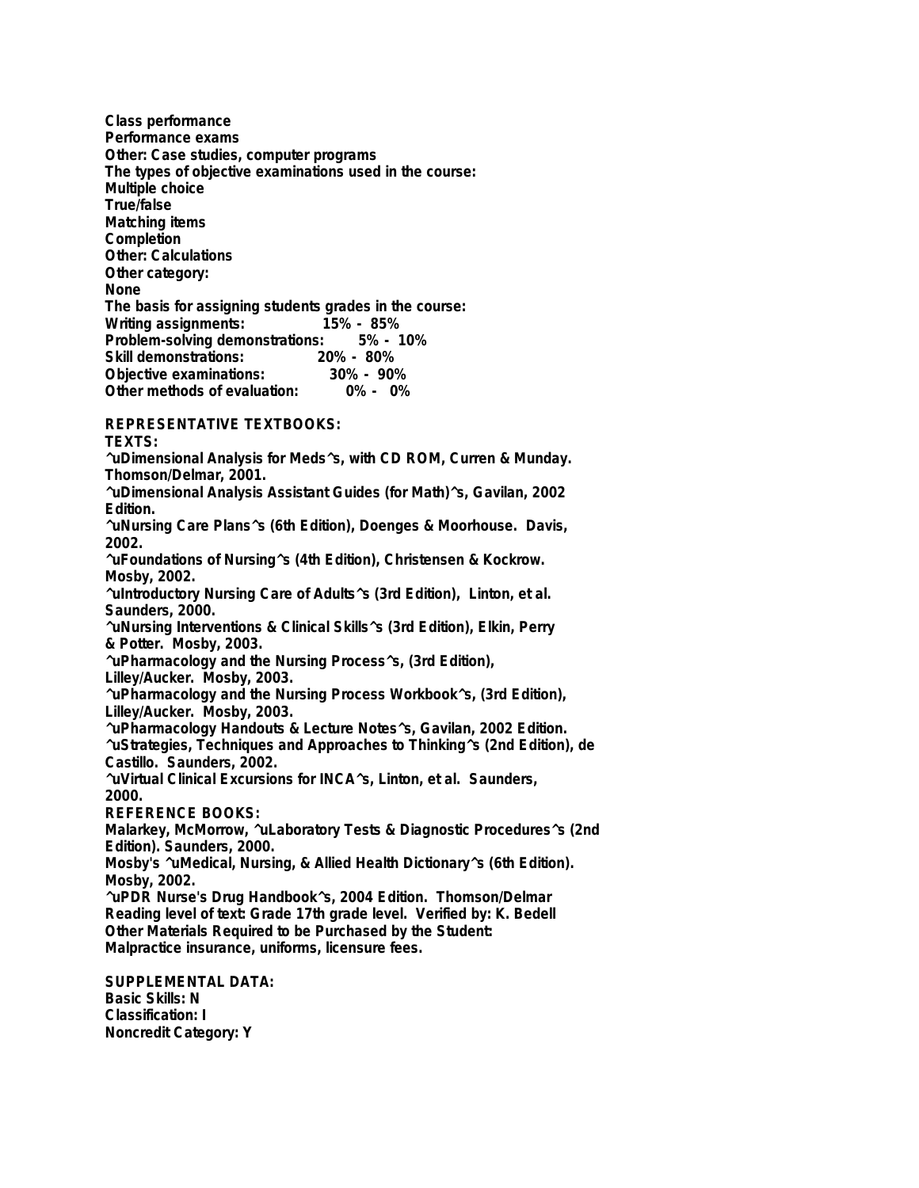Class performance
Performance exams
Other: Case studies, computer programs
The types of objective examinations used in the course:
Multiple choice
True/false
Matching items
Completion
Other: Calculations
Other category:
None
The basis for assigning students grades in the course:
Writing assignments: 15% - 85%
Problem-solving demonstrations: 5% - 10%
Skill demonstrations: 20% - 80%
Objective examinations: 30% - 90%
Other methods of evaluation: 0% - 0%

REPRESENTATIVE TEXTBOOKS:
TEXTS:
^uDimensional Analysis for Meds^s, with CD ROM, Curren & Munday. Thomson/Delmar, 2001.
^uDimensional Analysis Assistant Guides (for Math)^s, Gavilan, 2002 Edition.
^uNursing Care Plans^s (6th Edition), Doenges & Moorhouse. Davis, 2002.
^uFoundations of Nursing^s (4th Edition), Christensen & Kockrow. Mosby, 2002.
^uIntroductory Nursing Care of Adults^s (3rd Edition), Linton, et al. Saunders, 2000.
^uNursing Interventions & Clinical Skills^s (3rd Edition), Elkin, Perry & Potter. Mosby, 2003.
^uPharmacology and the Nursing Process^s, (3rd Edition), Lilley/Aucker. Mosby, 2003.
^uPharmacology and the Nursing Process Workbook^s, (3rd Edition), Lilley/Aucker. Mosby, 2003.
^uPharmacology Handouts & Lecture Notes^s, Gavilan, 2002 Edition.
^uStrategies, Techniques and Approaches to Thinking^s (2nd Edition), de Castillo. Saunders, 2002.
^uVirtual Clinical Excursions for INCA^s, Linton, et al. Saunders, 2000.
REFERENCE BOOKS:
Malarkey, McMorrow, ^uLaboratory Tests & Diagnostic Procedures^s (2nd Edition). Saunders, 2000.
Mosby's ^uMedical, Nursing, & Allied Health Dictionary^s (6th Edition). Mosby, 2002.
^uPDR Nurse's Drug Handbook^s, 2004 Edition. Thomson/Delmar
Reading level of text: Grade 17th grade level. Verified by: K. Bedell
Other Materials Required to be Purchased by the Student:
Malpractice insurance, uniforms, licensure fees.

SUPPLEMENTAL DATA:
Basic Skills: N
Classification: I
Noncredit Category: Y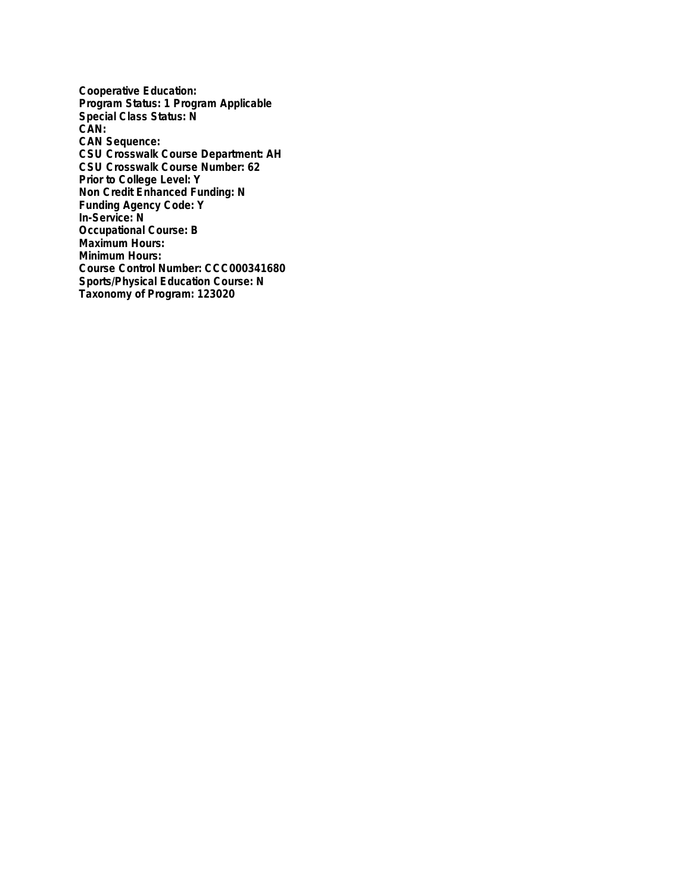**Cooperative Education:**
**Program Status: 1 Program Applicable**
**Special Class Status: N**
**CAN:**
**CAN Sequence:**
**CSU Crosswalk Course Department: AH**
**CSU Crosswalk Course Number: 62**
**Prior to College Level: Y**
**Non Credit Enhanced Funding: N**
**Funding Agency Code: Y**
**In-Service: N**
**Occupational Course: B**
**Maximum Hours:**
**Minimum Hours:**
**Course Control Number: CCC000341680**
**Sports/Physical Education Course: N**
**Taxonomy of Program: 123020**